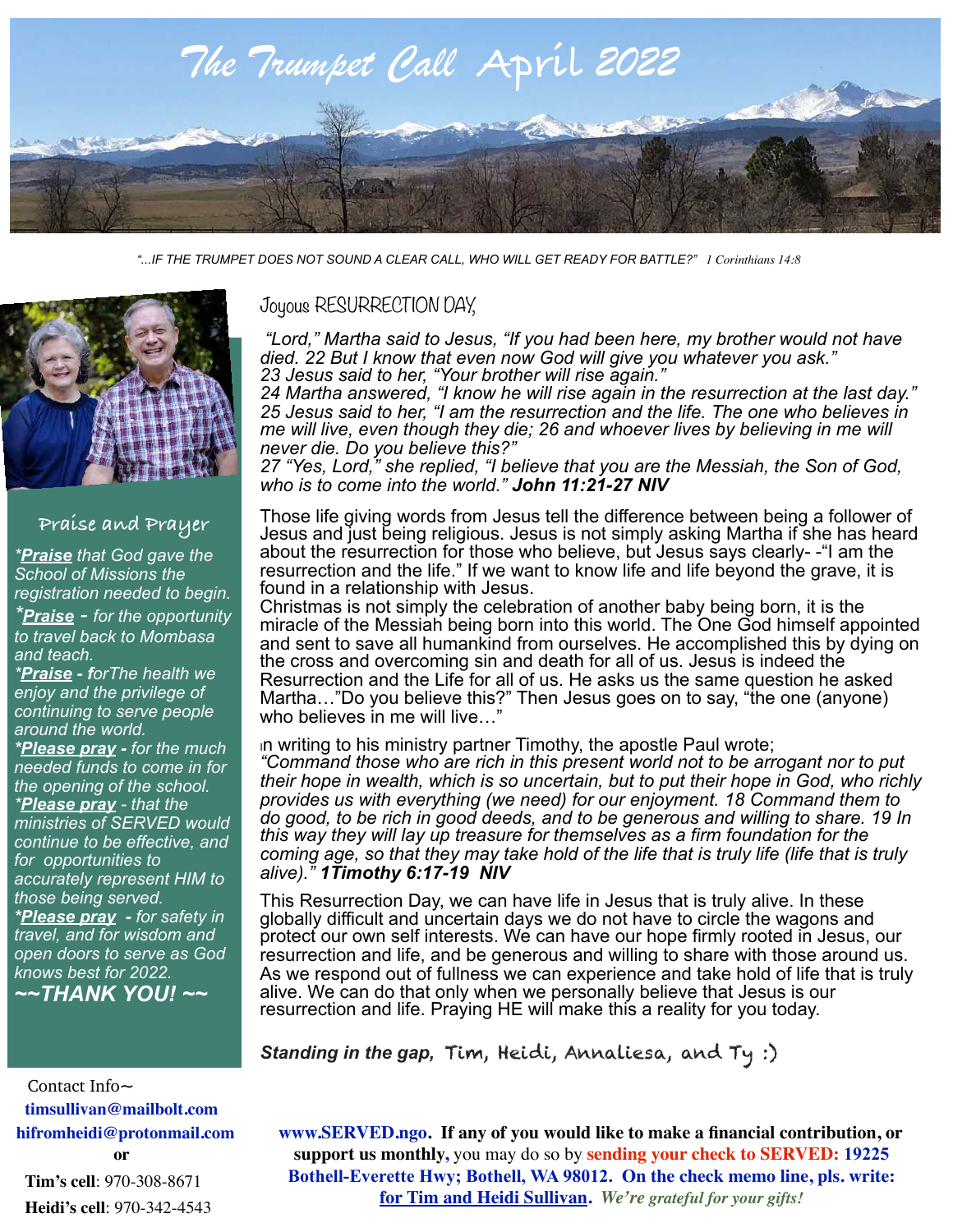# The Trumpet Call April 2022

*"...IF THE TRUMPET DOES NOT SOUND A CLEAR CALL, WHO WILL GET READY FOR BATTLE?" 1 Corinthians 14:8*

## Praise and Prayer

*\*__Praise__ that God gave the School of Missions the registration needed to begin.*

*\*__Praise__ - for the opportunity to travel back to Mombasa and teach.*

*\*__Praise__ - forThe health we enjoy and the privilege of continuing to serve people around the world.*

***\*__Please pray__** - for the much needed funds to come in for the opening of the school.*

***\*__Please pray__** - that the ministries of SERVED would continue to be effective, and for opportunities to accurately represent HIM to those being served.*

***\*__Please pray__** - for safety in travel, and for wisdom and open doors to serve as God knows best for 2022.*

***~~THANK YOU! ~~***

Contact Info~
**timsullivan@mailbolt.com**
**hifromheidi@protonmail.com**
**or**
**Tim's cell**: 970-308-8671
**Heidi's cell**: 970-342-4543

## Joyous RESURRECTION DAY,

*"Lord," Martha said to Jesus, "If you had been here, my brother would not have died. 22 But I know that even now God will give you whatever you ask." 23 Jesus said to her, "Your brother will rise again." 24 Martha answered, "I know he will rise again in the resurrection at the last day." 25 Jesus said to her, "I am the resurrection and the life. The one who believes in me will live, even though they die; 26 and whoever lives by believing in me will never die. Do you believe this?" 27 "Yes, Lord," she replied, "I believe that you are the Messiah, the Son of God, who is to come into the world."* ***John 11:21-27 NIV***

Those life giving words from Jesus tell the difference between being a follower of Jesus and just being religious. Jesus is not simply asking Martha if she has heard about the resurrection for those who believe, but Jesus says clearly- -"I am the resurrection and the life." If we want to know life and life beyond the grave, it is found in a relationship with Jesus.
Christmas is not simply the celebration of another baby being born, it is the miracle of the Messiah being born into this world. The One God himself appointed and sent to save all humankind from ourselves. He accomplished this by dying on the cross and overcoming sin and death for all of us. Jesus is indeed the Resurrection and the Life for all of us. He asks us the same question he asked Martha…"Do you believe this?" Then Jesus goes on to say, "the one (anyone) who believes in me will live…"

In writing to his ministry partner Timothy, the apostle Paul wrote;
*"Command those who are rich in this present world not to be arrogant nor to put their hope in wealth, which is so uncertain, but to put their hope in God, who richly provides us with everything (we need) for our enjoyment. 18 Command them to do good, to be rich in good deeds, and to be generous and willing to share. 19 In this way they will lay up treasure for themselves as a firm foundation for the coming age, so that they may take hold of the life that is truly life (life that is truly alive)."* ***1Timothy 6:17-19 NIV***

This Resurrection Day, we can have life in Jesus that is truly alive. In these globally difficult and uncertain days we do not have to circle the wagons and protect our own self interests. We can have our hope firmly rooted in Jesus, our resurrection and life, and be generous and willing to share with those around us. As we respond out of fullness we can experience and take hold of life that is truly alive. We can do that only when we personally believe that Jesus is our resurrection and life. Praying HE will make this a reality for you today.

***Standing in the gap,*** Tim, Heidi, Annaliesa, and Ty :)

**www.SERVED.ngo. If any of you would like to make a financial contribution, or support us monthly,** you may do so by **sending your check to SERVED: 19225 Bothell-Everette Hwy; Bothell, WA 98012. On the check memo line, pls. write: __for Tim and Heidi Sullivan__.** ***We're grateful for your gifts!***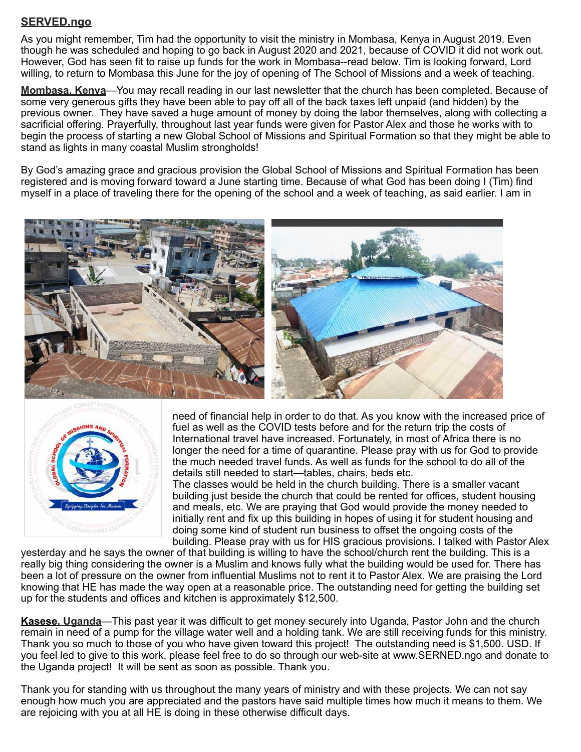**SERVED.ngo**

As you might remember, Tim had the opportunity to visit the ministry in Mombasa, Kenya in August 2019. Even though he was scheduled and hoping to go back in August 2020 and 2021, because of COVID it did not work out. However, God has seen fit to raise up funds for the work in Mombasa--read below. Tim is looking forward, Lord willing, to return to Mombasa this June for the joy of opening of The School of Missions and a week of teaching.

**Mombasa, Kenya**—You may recall reading in our last newsletter that the church has been completed. Because of some very generous gifts they have been able to pay off all of the back taxes left unpaid (and hidden) by the previous owner. They have saved a huge amount of money by doing the labor themselves, along with collecting a sacrificial offering. Prayerfully, throughout last year funds were given for Pastor Alex and those he works with to begin the process of starting a new Global School of Missions and Spiritual Formation so that they might be able to stand as lights in many coastal Muslim strongholds!

By God's amazing grace and gracious provision the Global School of Missions and Spiritual Formation has been registered and is moving forward toward a June starting time. Because of what God has been doing I (Tim) find myself in a place of traveling there for the opening of the school and a week of teaching, as said earlier. I am in need of financial help in order to do that. As you know with the increased price of fuel as well as the COVID tests before and for the return trip the costs of International travel have increased. Fortunately, in most of Africa there is no longer the need for a time of quarantine. Please pray with us for God to provide the much needed travel funds. As well as funds for the school to do all of the details still needed to start—tables, chairs, beds etc.

The classes would be held in the church building. There is a smaller vacant building just beside the church that could be rented for offices, student housing and meals, etc. We are praying that God would provide the money needed to initially rent and fix up this building in hopes of using it for student housing and doing some kind of student run business to offset the ongoing costs of the building. Please pray with us for HIS gracious provisions. I talked with Pastor Alex yesterday and he says the owner of that building is willing to have the school/church rent the building. This is a really big thing considering the owner is a Muslim and knows fully what the building would be used for. There has been a lot of pressure on the owner from influential Muslims not to rent it to Pastor Alex. We are praising the Lord knowing that HE has made the way open at a reasonable price. The outstanding need for getting the building set up for the students and offices and kitchen is approximately $12,500.

**Kasese, Uganda**—This past year it was difficult to get money securely into Uganda, Pastor John and the church remain in need of a pump for the village water well and a holding tank. We are still receiving funds for this ministry. Thank you so much to those of you who have given toward this project! The outstanding need is $1,500. USD. If you feel led to give to this work, please feel free to do so through our web-site at www.SERNED.ngo and donate to the Uganda project! It will be sent as soon as possible. Thank you.

Thank you for standing with us throughout the many years of ministry and with these projects. We can not say enough how much you are appreciated and the pastors have said multiple times how much it means to them. We are rejoicing with you at all HE is doing in these otherwise difficult days.